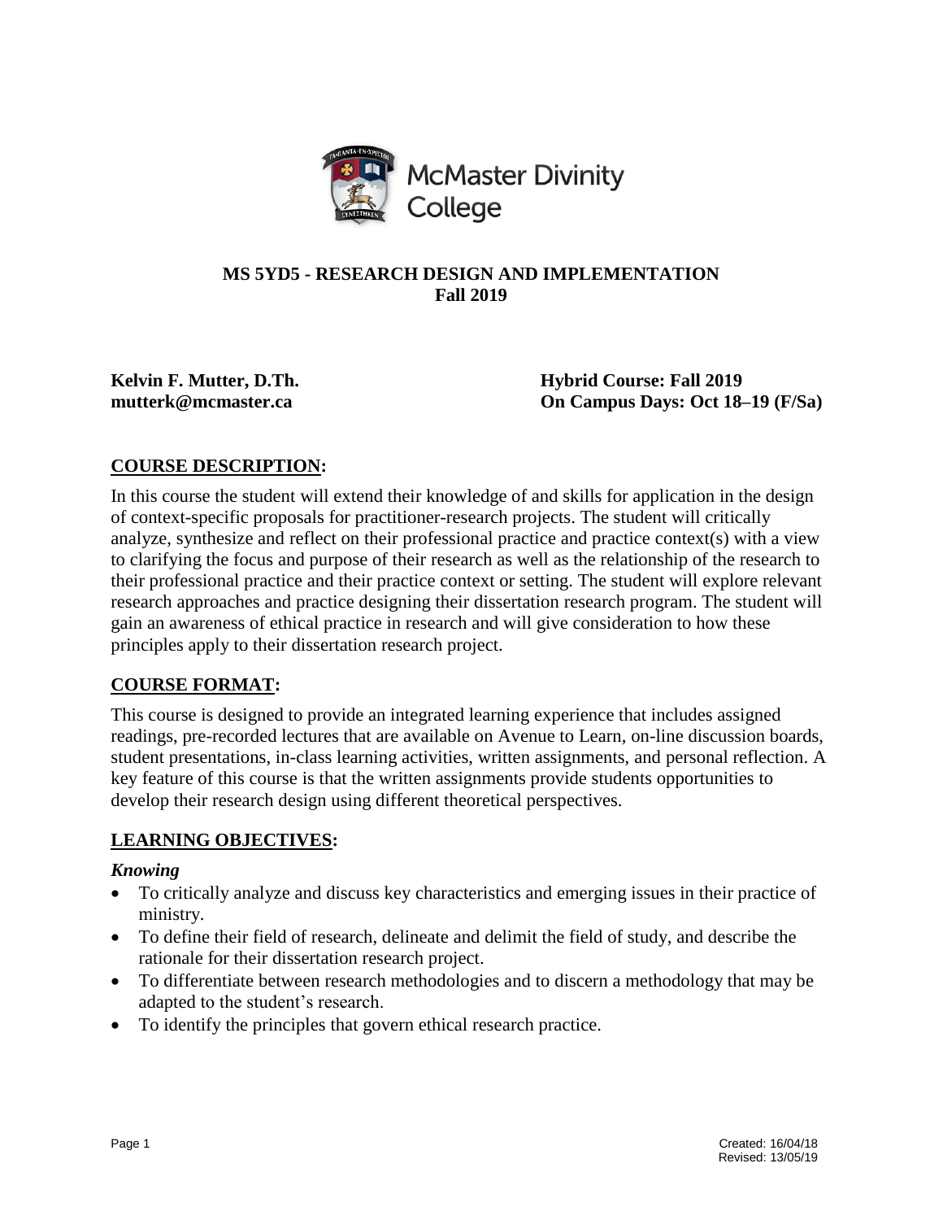McMaster Divinity College

**MS 5YD5 - RESEARCH DESIGN AND IMPLEMENTATION**
**Fall 2019**

**Kelvin F. Mutter, D.Th.**
**mutterk@mcmaster.ca**

**Hybrid Course: Fall 2019**
**On Campus Days: Oct 18–19 (F/Sa)**

## COURSE DESCRIPTION:

In this course the student will extend their knowledge of and skills for application in the design of context-specific proposals for practitioner-research projects. The student will critically analyze, synthesize and reflect on their professional practice and practice context(s) with a view to clarifying the focus and purpose of their research as well as the relationship of the research to their professional practice and their practice context or setting. The student will explore relevant research approaches and practice designing their dissertation research program. The student will gain an awareness of ethical practice in research and will give consideration to how these principles apply to their dissertation research project.

## COURSE FORMAT:

This course is designed to provide an integrated learning experience that includes assigned readings, pre-recorded lectures that are available on Avenue to Learn, on-line discussion boards, student presentations, in-class learning activities, written assignments, and personal reflection. A key feature of this course is that the written assignments provide students opportunities to develop their research design using different theoretical perspectives.

## LEARNING OBJECTIVES:

### *Knowing*

- To critically analyze and discuss key characteristics and emerging issues in their practice of ministry.
- To define their field of research, delineate and delimit the field of study, and describe the rationale for their dissertation research project.
- To differentiate between research methodologies and to discern a methodology that may be adapted to the student's research.
- To identify the principles that govern ethical research practice.

Created: 16/04/18
Revised: 13/05/19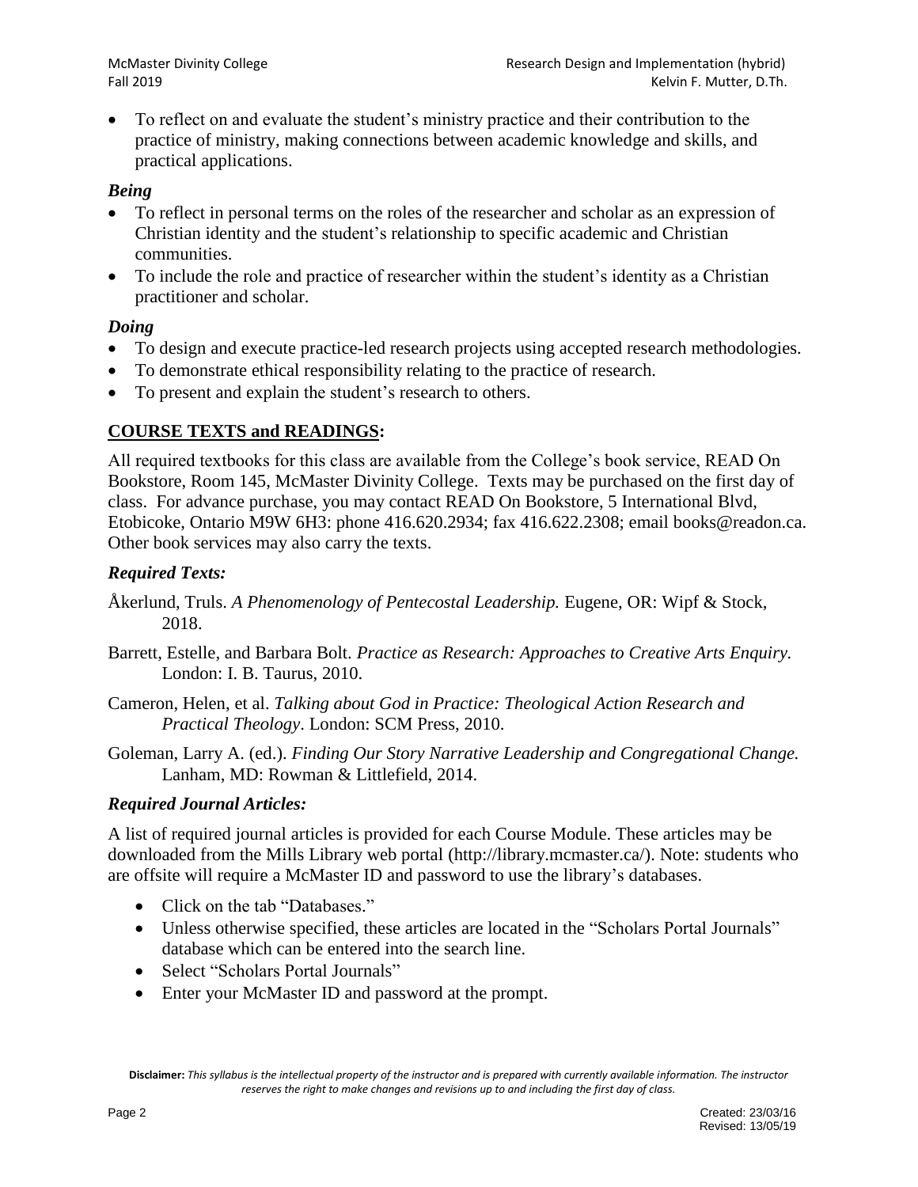- To reflect on and evaluate the student's ministry practice and their contribution to the practice of ministry, making connections between academic knowledge and skills, and practical applications.

### *Being*

- To reflect in personal terms on the roles of the researcher and scholar as an expression of Christian identity and the student's relationship to specific academic and Christian communities.
- To include the role and practice of researcher within the student's identity as a Christian practitioner and scholar.

### *Doing*

- To design and execute practice-led research projects using accepted research methodologies.
- To demonstrate ethical responsibility relating to the practice of research.
- To present and explain the student's research to others.

## COURSE TEXTS and READINGS:

All required textbooks for this class are available from the College's book service, READ On Bookstore, Room 145, McMaster Divinity College. Texts may be purchased on the first day of class. For advance purchase, you may contact READ On Bookstore, 5 International Blvd, Etobicoke, Ontario M9W 6H3: phone 416.620.2934; fax 416.622.2308; email books@readon.ca. Other book services may also carry the texts.

### *Required Texts:*

Åkerlund, Truls. *A Phenomenology of Pentecostal Leadership.* Eugene, OR: Wipf & Stock, 2018.

Barrett, Estelle, and Barbara Bolt. *Practice as Research: Approaches to Creative Arts Enquiry.* London: I. B. Taurus, 2010.

Cameron, Helen, et al. *Talking about God in Practice: Theological Action Research and Practical Theology*. London: SCM Press, 2010.

Goleman, Larry A. (ed.). *Finding Our Story Narrative Leadership and Congregational Change.* Lanham, MD: Rowman & Littlefield, 2014.

### *Required Journal Articles:*

A list of required journal articles is provided for each Course Module. These articles may be downloaded from the Mills Library web portal (http://library.mcmaster.ca/). Note: students who are offsite will require a McMaster ID and password to use the library's databases.

- Click on the tab "Databases."
- Unless otherwise specified, these articles are located in the "Scholars Portal Journals" database which can be entered into the search line.
- Select "Scholars Portal Journals"
- Enter your McMaster ID and password at the prompt.

**Disclaimer:** *This syllabus is the intellectual property of the instructor and is prepared with currently available information. The instructor reserves the right to make changes and revisions up to and including the first day of class.*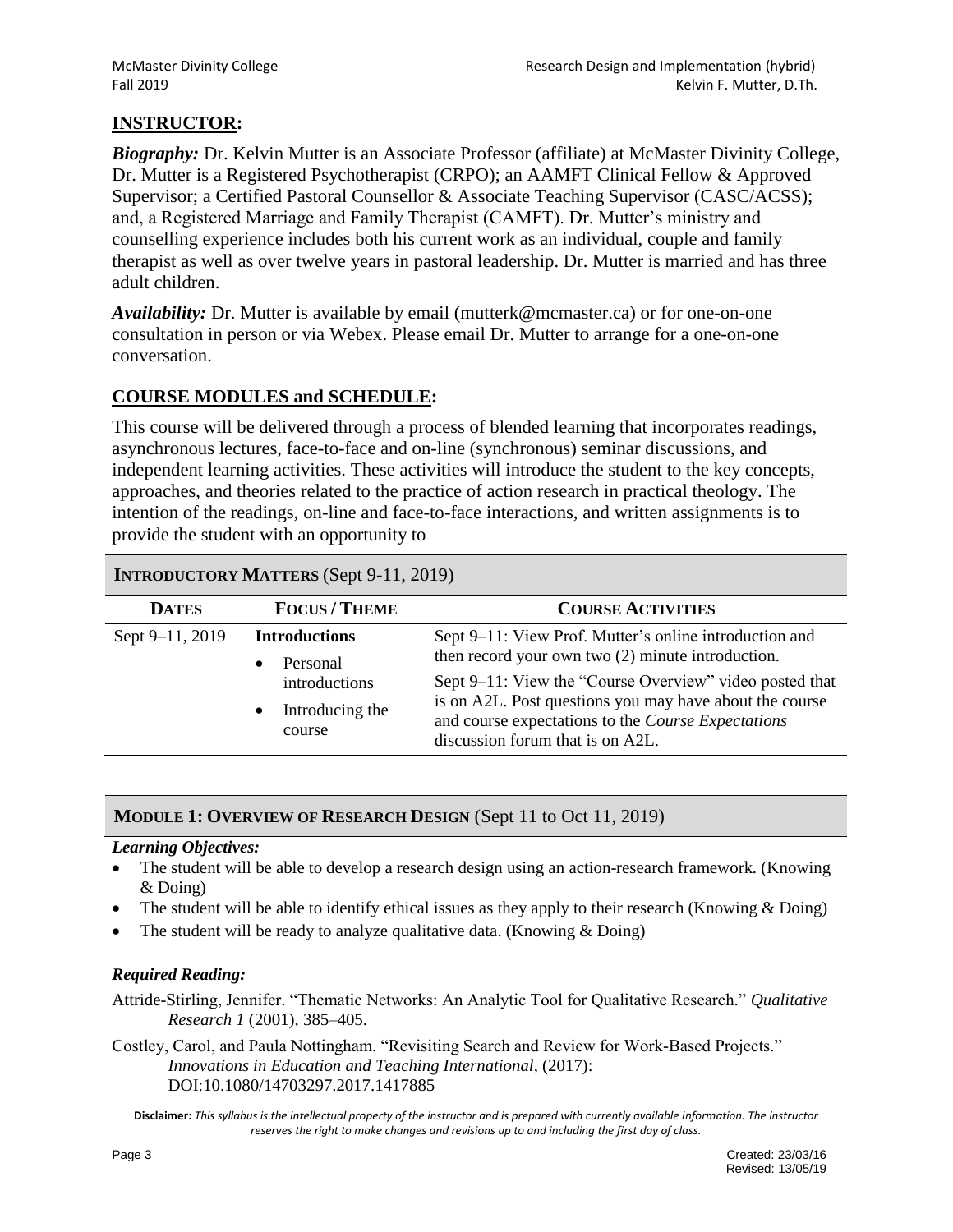## **INSTRUCTOR:**

***Biography:*** Dr. Kelvin Mutter is an Associate Professor (affiliate) at McMaster Divinity College, Dr. Mutter is a Registered Psychotherapist (CRPO); an AAMFT Clinical Fellow & Approved Supervisor; a Certified Pastoral Counsellor & Associate Teaching Supervisor (CASC/ACSS); and, a Registered Marriage and Family Therapist (CAMFT). Dr. Mutter's ministry and counselling experience includes both his current work as an individual, couple and family therapist as well as over twelve years in pastoral leadership. Dr. Mutter is married and has three adult children.

***Availability:*** Dr. Mutter is available by email (mutterk@mcmaster.ca) or for one-on-one consultation in person or via Webex. Please email Dr. Mutter to arrange for a one-on-one conversation.

## **COURSE MODULES and SCHEDULE:**

This course will be delivered through a process of blended learning that incorporates readings, asynchronous lectures, face-to-face and on-line (synchronous) seminar discussions, and independent learning activities. These activities will introduce the student to the key concepts, approaches, and theories related to the practice of action research in practical theology. The intention of the readings, on-line and face-to-face interactions, and written assignments is to provide the student with an opportunity to

### **INTRODUCTORY MATTERS** (Sept 9-11, 2019)

| DATES | FOCUS / THEME | COURSE ACTIVITIES |
|---|---|---|
| Sept 9–11, 2019 | **Introductions**<br>• Personal introductions<br>• Introducing the course | Sept 9–11: View Prof. Mutter's online introduction and then record your own two (2) minute introduction.<br>Sept 9–11: View the "Course Overview" video posted that is on A2L. Post questions you may have about the course and course expectations to the *Course Expectations* discussion forum that is on A2L. |

### **MODULE 1: OVERVIEW OF RESEARCH DESIGN** (Sept 11 to Oct 11, 2019)

***Learning Objectives:***

- The student will be able to develop a research design using an action-research framework. (Knowing & Doing)
- The student will be able to identify ethical issues as they apply to their research (Knowing & Doing)
- The student will be ready to analyze qualitative data. (Knowing & Doing)

***Required Reading:***

Attride-Stirling, Jennifer. "Thematic Networks: An Analytic Tool for Qualitative Research." *Qualitative Research 1* (2001), 385–405.

Costley, Carol, and Paula Nottingham. "Revisiting Search and Review for Work-Based Projects." *Innovations in Education and Teaching International*, (2017): DOI:10.1080/14703297.2017.1417885

**Disclaimer:** *This syllabus is the intellectual property of the instructor and is prepared with currently available information. The instructor reserves the right to make changes and revisions up to and including the first day of class.*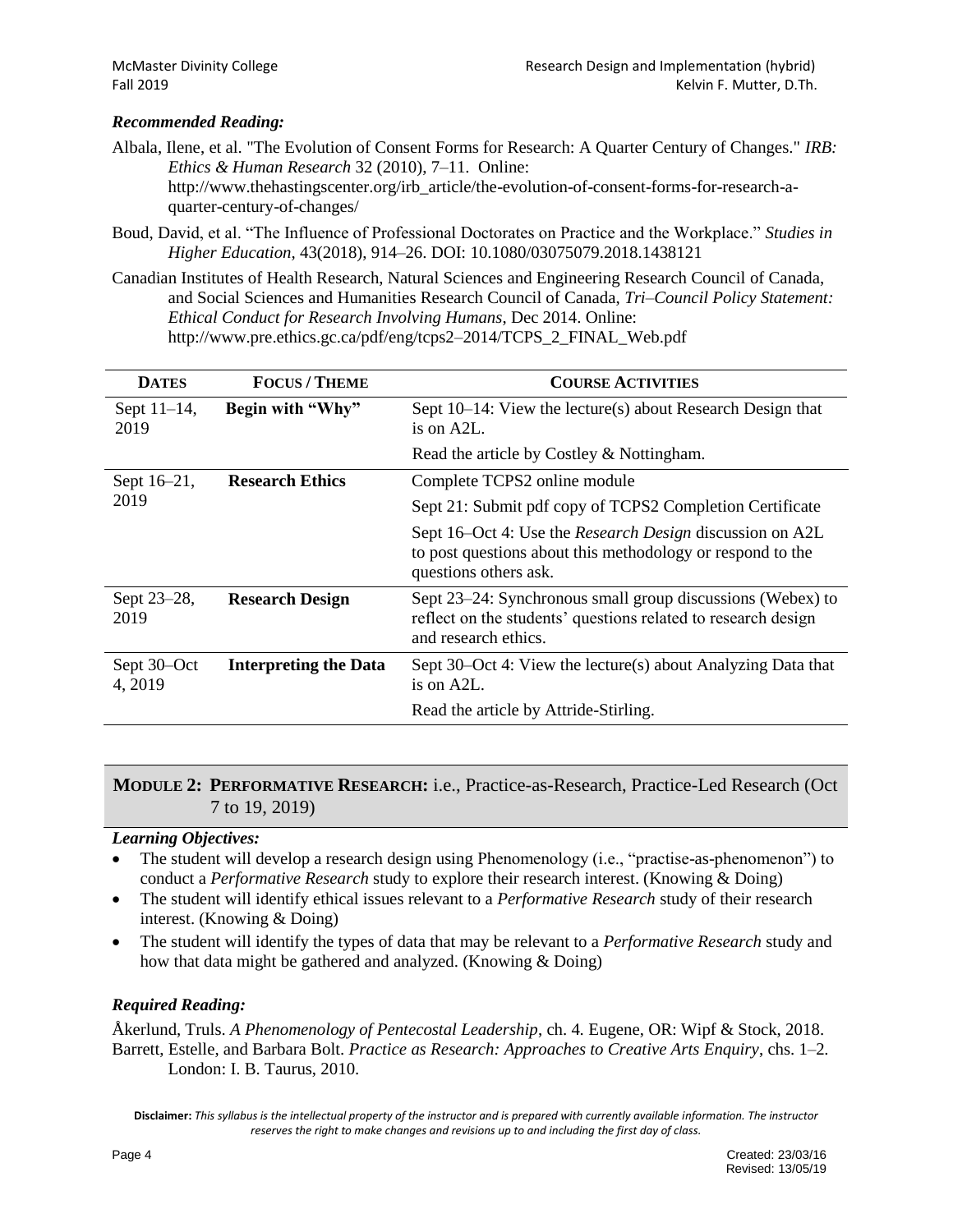***Recommended Reading:***

Albala, Ilene, et al. "The Evolution of Consent Forms for Research: A Quarter Century of Changes." *IRB: Ethics & Human Research* 32 (2010), 7–11. Online: http://www.thehastingscenter.org/irb_article/the-evolution-of-consent-forms-for-research-a-quarter-century-of-changes/

Boud, David, et al. "The Influence of Professional Doctorates on Practice and the Workplace." *Studies in Higher Education*, 43(2018), 914–26. DOI: 10.1080/03075079.2018.1438121

Canadian Institutes of Health Research, Natural Sciences and Engineering Research Council of Canada, and Social Sciences and Humanities Research Council of Canada, *Tri–Council Policy Statement: Ethical Conduct for Research Involving Humans*, Dec 2014. Online: http://www.pre.ethics.gc.ca/pdf/eng/tcps2–2014/TCPS_2_FINAL_Web.pdf

| **DATES** | **FOCUS / THEME** | **COURSE ACTIVITIES** |
|---|---|---|
| Sept 11–14, 2019 | **Begin with "Why"** | Sept 10–14: View the lecture(s) about Research Design that is on A2L. |
| | | Read the article by Costley & Nottingham. |
| Sept 16–21, 2019 | **Research Ethics** | Complete TCPS2 online module |
| | | Sept 21: Submit pdf copy of TCPS2 Completion Certificate |
| | | Sept 16–Oct 4: Use the *Research Design* discussion on A2L to post questions about this methodology or respond to the questions others ask. |
| Sept 23–28, 2019 | **Research Design** | Sept 23–24: Synchronous small group discussions (Webex) to reflect on the students' questions related to research design and research ethics. |
| Sept 30–Oct 4, 2019 | **Interpreting the Data** | Sept 30–Oct 4: View the lecture(s) about Analyzing Data that is on A2L. |
| | | Read the article by Attride-Stirling. |

## MODULE 2: PERFORMATIVE RESEARCH: i.e., Practice-as-Research, Practice-Led Research (Oct 7 to 19, 2019)

***Learning Objectives:***

- The student will develop a research design using Phenomenology (i.e., "practise-as-phenomenon") to conduct a *Performative Research* study to explore their research interest. (Knowing & Doing)
- The student will identify ethical issues relevant to a *Performative Research* study of their research interest. (Knowing & Doing)
- The student will identify the types of data that may be relevant to a *Performative Research* study and how that data might be gathered and analyzed. (Knowing & Doing)

***Required Reading:***

Åkerlund, Truls. *A Phenomenology of Pentecostal Leadership*, ch. 4. Eugene, OR: Wipf & Stock, 2018.

Barrett, Estelle, and Barbara Bolt. *Practice as Research: Approaches to Creative Arts Enquiry*, chs. 1–2. London: I. B. Taurus, 2010.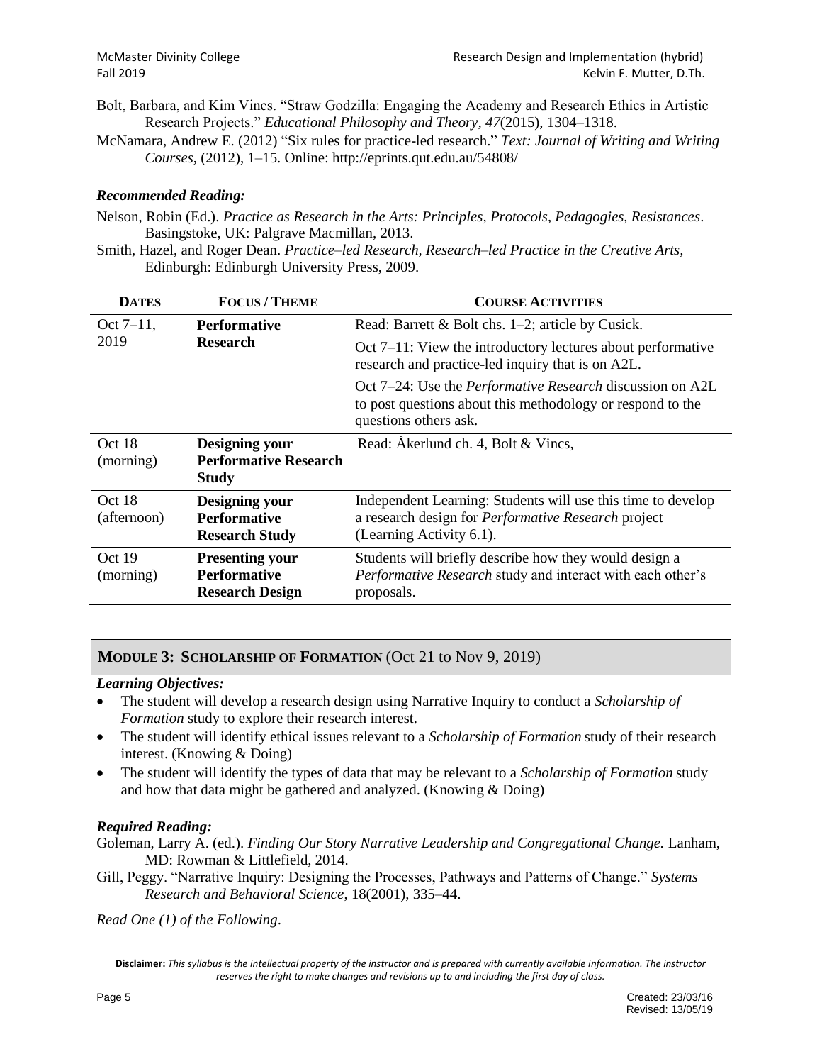Bolt, Barbara, and Kim Vincs. "Straw Godzilla: Engaging the Academy and Research Ethics in Artistic Research Projects." *Educational Philosophy and Theory*, *47*(2015), 1304–1318.

McNamara, Andrew E. (2012) "Six rules for practice-led research." *Text: Journal of Writing and Writing Courses*, (2012), 1–15. Online: http://eprints.qut.edu.au/54808/

### *Recommended Reading:*

Nelson, Robin (Ed.). *Practice as Research in the Arts: Principles, Protocols, Pedagogies, Resistances*. Basingstoke, UK: Palgrave Macmillan, 2013.

Smith, Hazel, and Roger Dean. *Practice–led Research, Research–led Practice in the Creative Arts*, Edinburgh: Edinburgh University Press, 2009.

| **Dates** | **Focus / Theme** | **Course Activities** |
|---|---|---|
| Oct 7–11, 2019 | **Performative Research** | Read: Barrett & Bolt chs. 1–2; article by Cusick.<br>Oct 7–11: View the introductory lectures about performative research and practice-led inquiry that is on A2L.<br>Oct 7–24: Use the *Performative Research* discussion on A2L to post questions about this methodology or respond to the questions others ask. |
| Oct 18 (morning) | **Designing your Performative Research Study** | Read: Åkerlund ch. 4, Bolt & Vincs, |
| Oct 18 (afternoon) | **Designing your Performative Research Study** | Independent Learning: Students will use this time to develop a research design for *Performative Research* project (Learning Activity 6.1). |
| Oct 19 (morning) | **Presenting your Performative Research Design** | Students will briefly describe how they would design a *Performative Research* study and interact with each other's proposals. |

## **Module 3: Scholarship of Formation** (Oct 21 to Nov 9, 2019)

### *Learning Objectives:*

- The student will develop a research design using Narrative Inquiry to conduct a *Scholarship of Formation* study to explore their research interest.
- The student will identify ethical issues relevant to a *Scholarship of Formation* study of their research interest. (Knowing & Doing)
- The student will identify the types of data that may be relevant to a *Scholarship of Formation* study and how that data might be gathered and analyzed. (Knowing & Doing)

### *Required Reading:*

Goleman, Larry A. (ed.). *Finding Our Story Narrative Leadership and Congregational Change.* Lanham, MD: Rowman & Littlefield, 2014.

Gill, Peggy. "Narrative Inquiry: Designing the Processes, Pathways and Patterns of Change." *Systems Research and Behavioral Science*, 18(2001), 335–44.

*Read One (1) of the Following*.

**Disclaimer:** *This syllabus is the intellectual property of the instructor and is prepared with currently available information. The instructor reserves the right to make changes and revisions up to and including the first day of class.*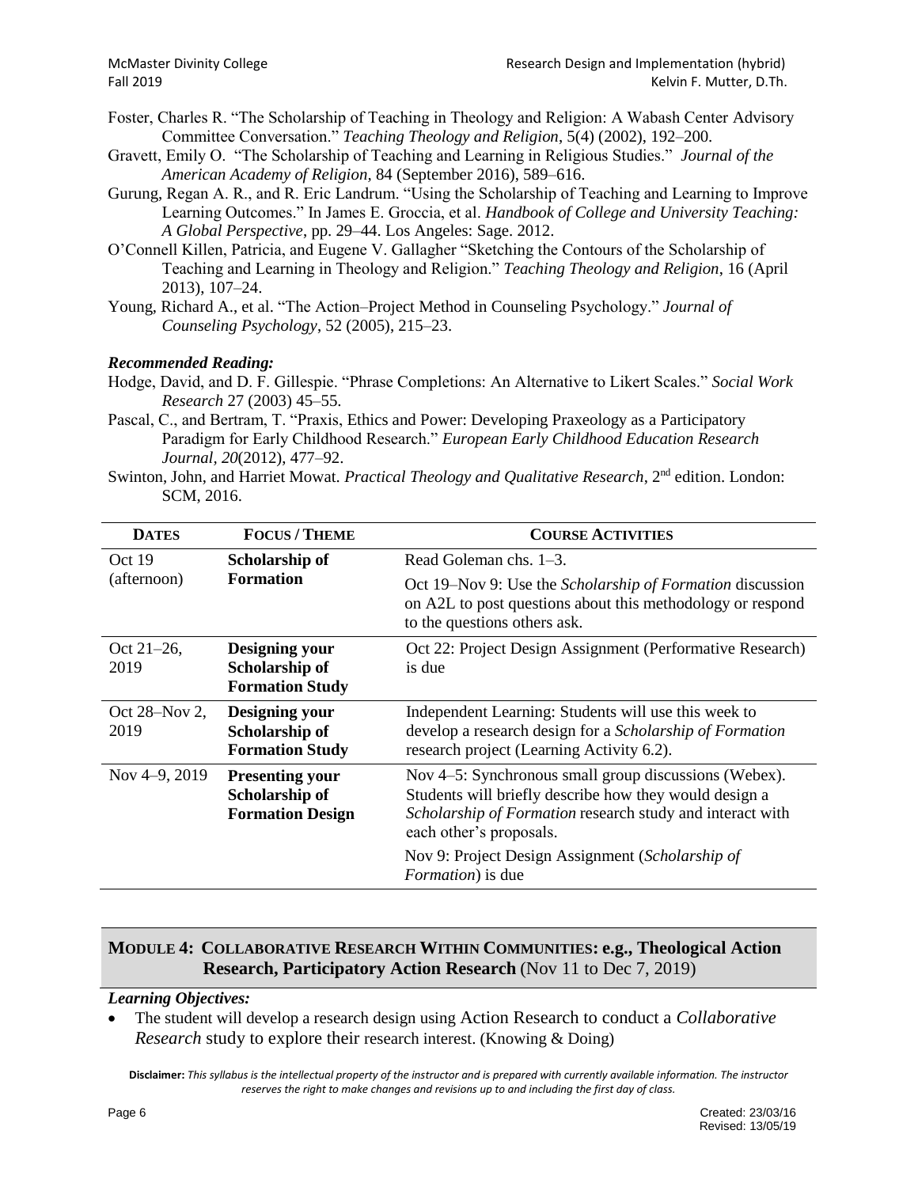Foster, Charles R. "The Scholarship of Teaching in Theology and Religion: A Wabash Center Advisory Committee Conversation." *Teaching Theology and Religion*, 5(4) (2002), 192–200.

Gravett, Emily O. "The Scholarship of Teaching and Learning in Religious Studies." *Journal of the American Academy of Religion,* 84 (September 2016), 589–616.

Gurung, Regan A. R., and R. Eric Landrum. "Using the Scholarship of Teaching and Learning to Improve Learning Outcomes." In James E. Groccia, et al. *Handbook of College and University Teaching: A Global Perspective*, pp. 29–44. Los Angeles: Sage. 2012.

O'Connell Killen, Patricia, and Eugene V. Gallagher "Sketching the Contours of the Scholarship of Teaching and Learning in Theology and Religion." *Teaching Theology and Religion*, 16 (April 2013), 107–24.

Young, Richard A., et al. "The Action–Project Method in Counseling Psychology." *Journal of Counseling Psychology*, 52 (2005), 215–23.

***Recommended Reading:***

Hodge, David, and D. F. Gillespie. "Phrase Completions: An Alternative to Likert Scales." *Social Work Research* 27 (2003) 45–55.

Pascal, C., and Bertram, T. "Praxis, Ethics and Power: Developing Praxeology as a Participatory Paradigm for Early Childhood Research." *European Early Childhood Education Research Journal, 20*(2012), 477–92.

Swinton, John, and Harriet Mowat. *Practical Theology and Qualitative Research*, 2nd edition. London: SCM, 2016.

| DATES | FOCUS / THEME | COURSE ACTIVITIES |
|---|---|---|
| Oct 19 (afternoon) | **Scholarship of Formation** | Read Goleman chs. 1–3.<br>Oct 19–Nov 9: Use the *Scholarship of Formation* discussion on A2L to post questions about this methodology or respond to the questions others ask. |
| Oct 21–26, 2019 | **Designing your Scholarship of Formation Study** | Oct 22: Project Design Assignment (Performative Research) is due |
| Oct 28–Nov 2, 2019 | **Designing your Scholarship of Formation Study** | Independent Learning: Students will use this week to develop a research design for a *Scholarship of Formation* research project (Learning Activity 6.2). |
| Nov 4–9, 2019 | **Presenting your Scholarship of Formation Design** | Nov 4–5: Synchronous small group discussions (Webex). Students will briefly describe how they would design a *Scholarship of Formation* research study and interact with each other's proposals.<br>Nov 9: Project Design Assignment (*Scholarship of Formation*) is due |

## MODULE 4: COLLABORATIVE RESEARCH WITHIN COMMUNITIES: e.g., Theological Action Research, Participatory Action Research (Nov 11 to Dec 7, 2019)

***Learning Objectives:***

- The student will develop a research design using Action Research to conduct a *Collaborative Research* study to explore their research interest. (Knowing & Doing)

**Disclaimer:** *This syllabus is the intellectual property of the instructor and is prepared with currently available information. The instructor reserves the right to make changes and revisions up to and including the first day of class.*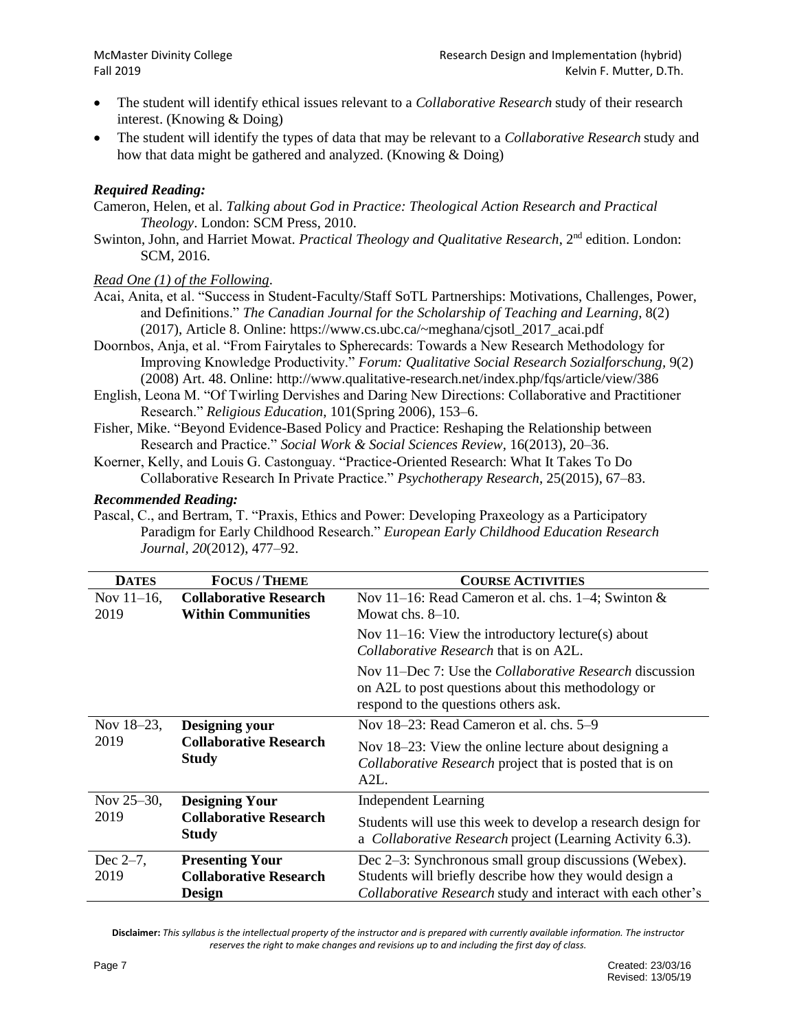- The student will identify ethical issues relevant to a *Collaborative Research* study of their research interest. (Knowing & Doing)
- The student will identify the types of data that may be relevant to a *Collaborative Research* study and how that data might be gathered and analyzed. (Knowing & Doing)

***Required Reading:***

Cameron, Helen, et al. *Talking about God in Practice: Theological Action Research and Practical Theology*. London: SCM Press, 2010.

Swinton, John, and Harriet Mowat. *Practical Theology and Qualitative Research*, 2nd edition. London: SCM, 2016.

*Read One (1) of the Following*.

Acai, Anita, et al. "Success in Student-Faculty/Staff SoTL Partnerships: Motivations, Challenges, Power, and Definitions." *The Canadian Journal for the Scholarship of Teaching and Learning*, 8(2) (2017), Article 8. Online: https://www.cs.ubc.ca/~meghana/cjsotl_2017_acai.pdf

Doornbos, Anja, et al. "From Fairytales to Spherecards: Towards a New Research Methodology for Improving Knowledge Productivity." *Forum: Qualitative Social Research Sozialforschung*, 9(2) (2008) Art. 48. Online: http://www.qualitative-research.net/index.php/fqs/article/view/386

English, Leona M. "Of Twirling Dervishes and Daring New Directions: Collaborative and Practitioner Research." *Religious Education*, 101(Spring 2006), 153–6.

Fisher, Mike. "Beyond Evidence-Based Policy and Practice: Reshaping the Relationship between Research and Practice." *Social Work & Social Sciences Review*, 16(2013), 20–36.

Koerner, Kelly, and Louis G. Castonguay. "Practice-Oriented Research: What It Takes To Do Collaborative Research In Private Practice." *Psychotherapy Research*, 25(2015), 67–83.

***Recommended Reading:***

Pascal, C., and Bertram, T. "Praxis, Ethics and Power: Developing Praxeology as a Participatory Paradigm for Early Childhood Research." *European Early Childhood Education Research Journal*, *20*(2012), 477–92.

| DATES | FOCUS / THEME | COURSE ACTIVITIES |
|---|---|---|
| Nov 11–16, 2019 | **Collaborative Research Within Communities** | Nov 11–16: Read Cameron et al. chs. 1–4; Swinton & Mowat chs. 8–10. |
| | | Nov 11–16: View the introductory lecture(s) about *Collaborative Research* that is on A2L. |
| | | Nov 11–Dec 7: Use the *Collaborative Research* discussion on A2L to post questions about this methodology or respond to the questions others ask. |
| Nov 18–23, 2019 | **Designing your Collaborative Research Study** | Nov 18–23: Read Cameron et al. chs. 5–9 |
| | | Nov 18–23: View the online lecture about designing a *Collaborative Research* project that is posted that is on A2L. |
| Nov 25–30, 2019 | **Designing Your Collaborative Research Study** | Independent Learning |
| | | Students will use this week to develop a research design for a *Collaborative Research* project (Learning Activity 6.3). |
| Dec 2–7, 2019 | **Presenting Your Collaborative Research Design** | Dec 2–3: Synchronous small group discussions (Webex). Students will briefly describe how they would design a *Collaborative Research* study and interact with each other's |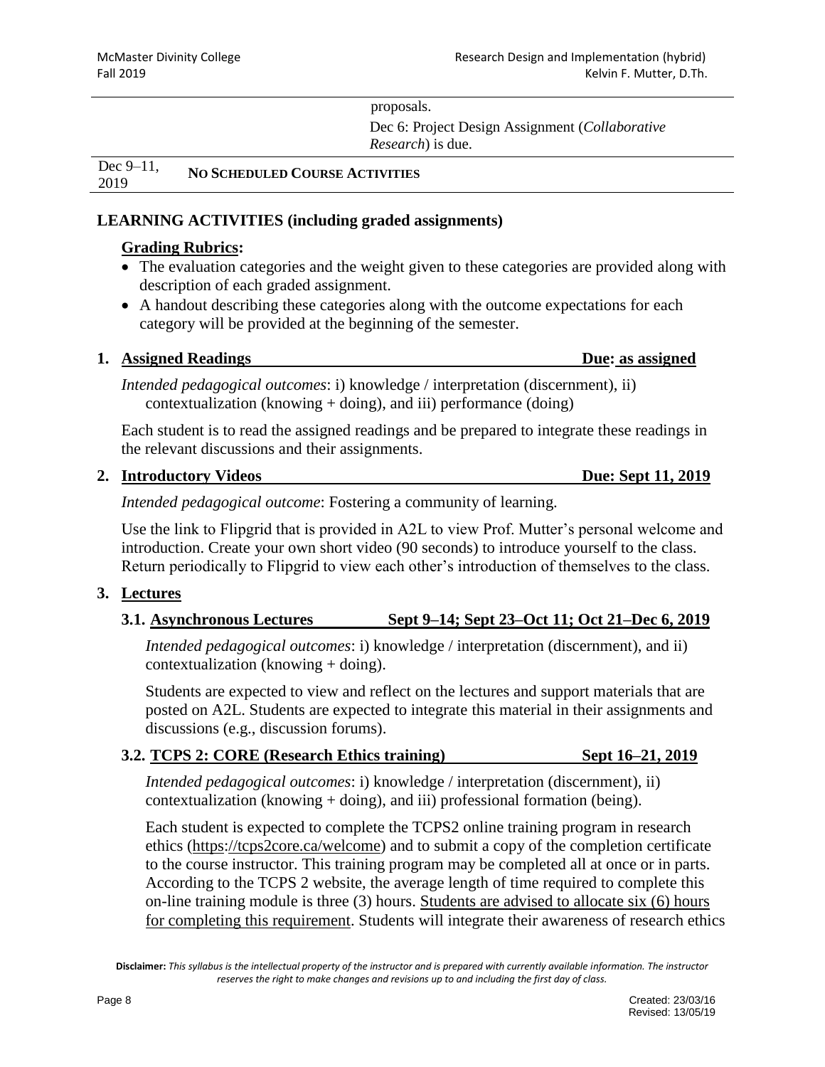| | | |
|---|---|---|
| | | proposals.<br>Dec 6: Project Design Assignment (*Collaborative Research*) is due. |
| Dec 9–11, 2019 | **NO SCHEDULED COURSE ACTIVITIES** | |

## LEARNING ACTIVITIES (including graded assignments)

### Grading Rubrics:

- The evaluation categories and the weight given to these categories are provided along with description of each graded assignment.
- A handout describing these categories along with the outcome expectations for each category will be provided at the beginning of the semester.

### 1. Assigned Readings — Due: as assigned

*Intended pedagogical outcomes*: i) knowledge / interpretation (discernment), ii) contextualization (knowing + doing), and iii) performance (doing)

Each student is to read the assigned readings and be prepared to integrate these readings in the relevant discussions and their assignments.

### 2. Introductory Videos — Due: Sept 11, 2019

*Intended pedagogical outcome*: Fostering a community of learning.

Use the link to Flipgrid that is provided in A2L to view Prof. Mutter's personal welcome and introduction. Create your own short video (90 seconds) to introduce yourself to the class. Return periodically to Flipgrid to view each other's introduction of themselves to the class.

### 3. Lectures

#### 3.1. Asynchronous Lectures — Sept 9–14; Sept 23–Oct 11; Oct 21–Dec 6, 2019

*Intended pedagogical outcomes*: i) knowledge / interpretation (discernment), and ii) contextualization (knowing + doing).

Students are expected to view and reflect on the lectures and support materials that are posted on A2L. Students are expected to integrate this material in their assignments and discussions (e.g., discussion forums).

#### 3.2. TCPS 2: CORE (Research Ethics training) — Sept 16–21, 2019

*Intended pedagogical outcomes*: i) knowledge / interpretation (discernment), ii) contextualization (knowing + doing), and iii) professional formation (being).

Each student is expected to complete the TCPS2 online training program in research ethics (https://tcps2core.ca/welcome) and to submit a copy of the completion certificate to the course instructor. This training program may be completed all at once or in parts. According to the TCPS 2 website, the average length of time required to complete this on-line training module is three (3) hours. Students are advised to allocate six (6) hours for completing this requirement. Students will integrate their awareness of research ethics

**Disclaimer:** *This syllabus is the intellectual property of the instructor and is prepared with currently available information. The instructor reserves the right to make changes and revisions up to and including the first day of class.*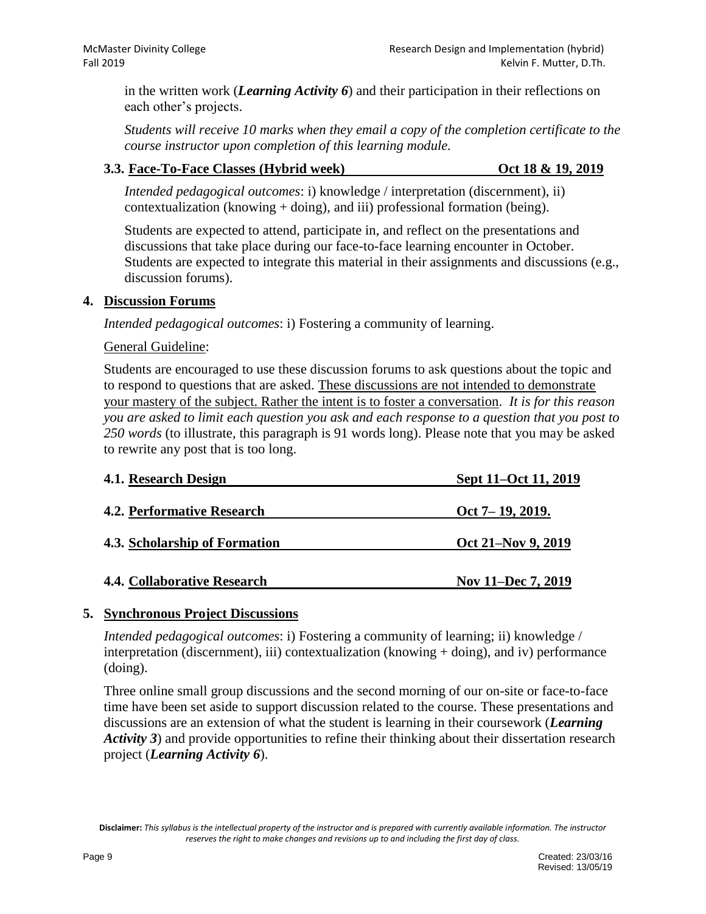in the written work (***Learning Activity 6***) and their participation in their reflections on each other's projects.

*Students will receive 10 marks when they email a copy of the completion certificate to the course instructor upon completion of this learning module.*

### 3.3. Face-To-Face Classes (Hybrid week) Oct 18 & 19, 2019

*Intended pedagogical outcomes*: i) knowledge / interpretation (discernment), ii) contextualization (knowing + doing), and iii) professional formation (being).

Students are expected to attend, participate in, and reflect on the presentations and discussions that take place during our face-to-face learning encounter in October. Students are expected to integrate this material in their assignments and discussions (e.g., discussion forums).

## 4. Discussion Forums

*Intended pedagogical outcomes*: i) Fostering a community of learning.

General Guideline:

Students are encouraged to use these discussion forums to ask questions about the topic and to respond to questions that are asked. These discussions are not intended to demonstrate your mastery of the subject. Rather the intent is to foster a conversation. *It is for this reason you are asked to limit each question you ask and each response to a question that you post to 250 words* (to illustrate, this paragraph is 91 words long). Please note that you may be asked to rewrite any post that is too long.

### 4.1. Research Design Sept 11–Oct 11, 2019

### 4.2. Performative Research Oct 7– 19, 2019.

### 4.3. Scholarship of Formation Oct 21–Nov 9, 2019

### 4.4. Collaborative Research Nov 11–Dec 7, 2019

## 5. Synchronous Project Discussions

*Intended pedagogical outcomes*: i) Fostering a community of learning; ii) knowledge / interpretation (discernment), iii) contextualization (knowing + doing), and iv) performance (doing).

Three online small group discussions and the second morning of our on-site or face-to-face time have been set aside to support discussion related to the course. These presentations and discussions are an extension of what the student is learning in their coursework (***Learning Activity 3***) and provide opportunities to refine their thinking about their dissertation research project (***Learning Activity 6***).

**Disclaimer:** *This syllabus is the intellectual property of the instructor and is prepared with currently available information. The instructor reserves the right to make changes and revisions up to and including the first day of class.*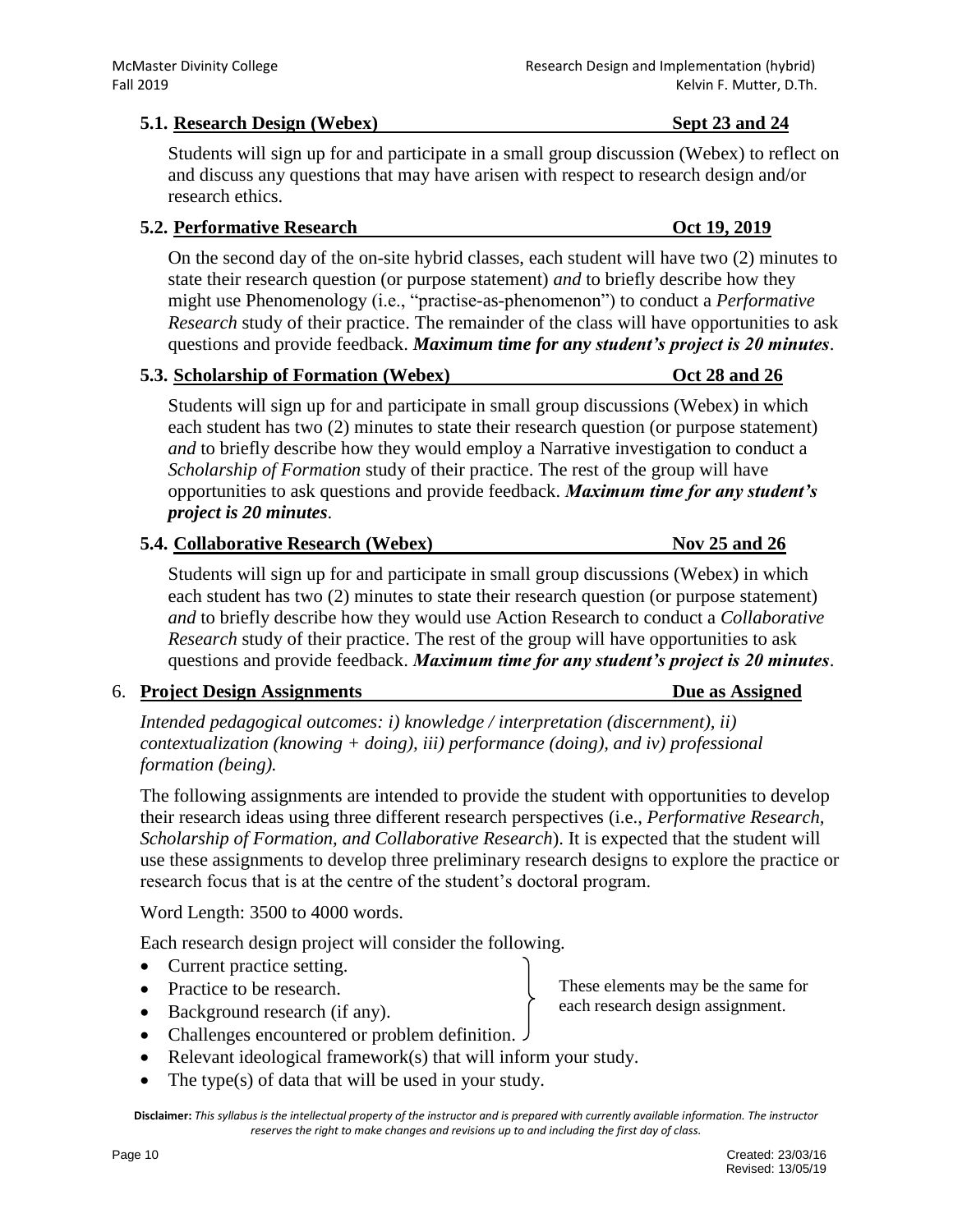### 5.1. Research Design (Webex) — Sept 23 and 24

Students will sign up for and participate in a small group discussion (Webex) to reflect on and discuss any questions that may have arisen with respect to research design and/or research ethics.

### 5.2. Performative Research — Oct 19, 2019

On the second day of the on-site hybrid classes, each student will have two (2) minutes to state their research question (or purpose statement) *and* to briefly describe how they might use Phenomenology (i.e., "practise-as-phenomenon") to conduct a *Performative Research* study of their practice. The remainder of the class will have opportunities to ask questions and provide feedback. ***Maximum time for any student's project is 20 minutes***.

### 5.3. Scholarship of Formation (Webex) — Oct 28 and 26

Students will sign up for and participate in small group discussions (Webex) in which each student has two (2) minutes to state their research question (or purpose statement) *and* to briefly describe how they would employ a Narrative investigation to conduct a *Scholarship of Formation* study of their practice. The rest of the group will have opportunities to ask questions and provide feedback. ***Maximum time for any student's project is 20 minutes***.

### 5.4. Collaborative Research (Webex) — Nov 25 and 26

Students will sign up for and participate in small group discussions (Webex) in which each student has two (2) minutes to state their research question (or purpose statement) *and* to briefly describe how they would use Action Research to conduct a *Collaborative Research* study of their practice. The rest of the group will have opportunities to ask questions and provide feedback. ***Maximum time for any student's project is 20 minutes***.

## 6. Project Design Assignments — Due as Assigned

*Intended pedagogical outcomes: i) knowledge / interpretation (discernment), ii) contextualization (knowing + doing), iii) performance (doing), and iv) professional formation (being).*

The following assignments are intended to provide the student with opportunities to develop their research ideas using three different research perspectives (i.e., *Performative Research, Scholarship of Formation, and Collaborative Research*). It is expected that the student will use these assignments to develop three preliminary research designs to explore the practice or research focus that is at the centre of the student's doctoral program.

Word Length: 3500 to 4000 words.

Each research design project will consider the following.

- Current practice setting.
- Practice to be research.
- Background research (if any).
- Challenges encountered or problem definition.

(These elements may be the same for each research design assignment.)

- Relevant ideological framework(s) that will inform your study.
- The type(s) of data that will be used in your study.

**Disclaimer:** *This syllabus is the intellectual property of the instructor and is prepared with currently available information. The instructor reserves the right to make changes and revisions up to and including the first day of class.*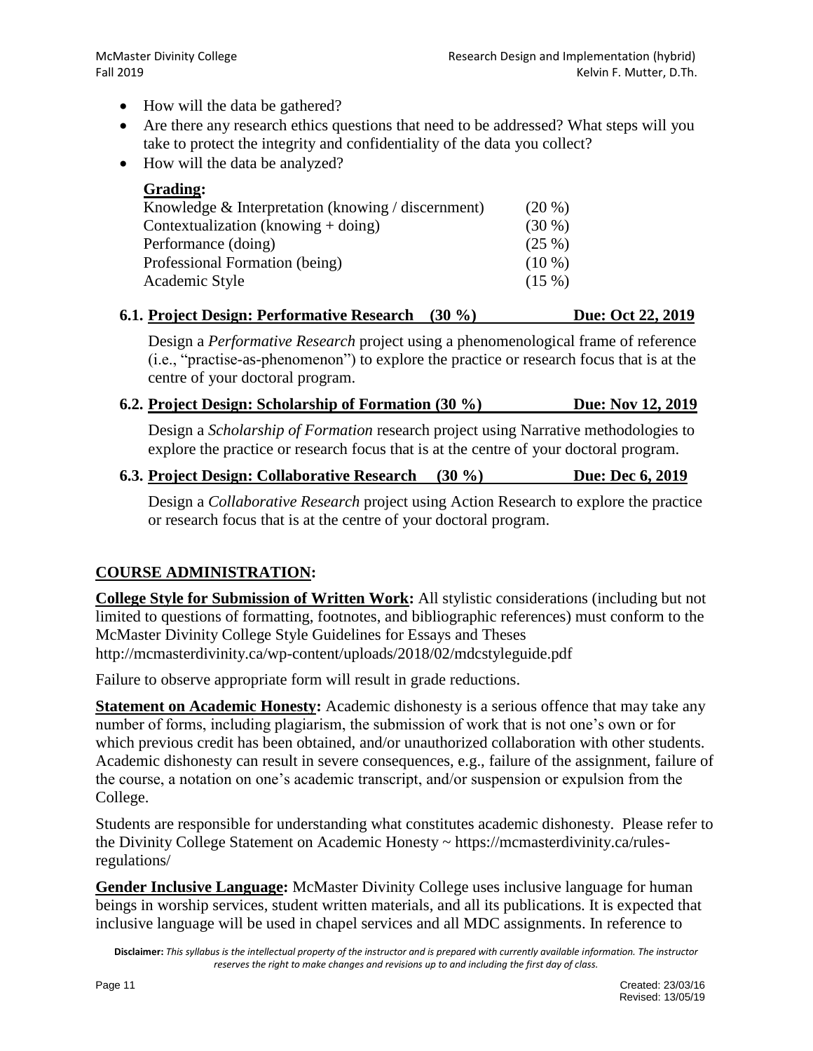- How will the data be gathered?
- Are there any research ethics questions that need to be addressed? What steps will you take to protect the integrity and confidentiality of the data you collect?
- How will the data be analyzed?

**Grading:**

| | |
|---|---|
| Knowledge & Interpretation (knowing / discernment) | (20 %) |
| Contextualization (knowing + doing) | (30 %) |
| Performance (doing) | (25 %) |
| Professional Formation (being) | (10 %) |
| Academic Style | (15 %) |

### 6.1. Project Design: Performative Research (30 %) Due: Oct 22, 2019

Design a *Performative Research* project using a phenomenological frame of reference (i.e., "practise-as-phenomenon") to explore the practice or research focus that is at the centre of your doctoral program.

### 6.2. Project Design: Scholarship of Formation (30 %) Due: Nov 12, 2019

Design a *Scholarship of Formation* research project using Narrative methodologies to explore the practice or research focus that is at the centre of your doctoral program.

### 6.3. Project Design: Collaborative Research (30 %) Due: Dec 6, 2019

Design a *Collaborative Research* project using Action Research to explore the practice or research focus that is at the centre of your doctoral program.

## COURSE ADMINISTRATION:

**College Style for Submission of Written Work:** All stylistic considerations (including but not limited to questions of formatting, footnotes, and bibliographic references) must conform to the McMaster Divinity College Style Guidelines for Essays and Theses http://mcmasterdivinity.ca/wp-content/uploads/2018/02/mdcstyleguide.pdf

Failure to observe appropriate form will result in grade reductions.

**Statement on Academic Honesty:** Academic dishonesty is a serious offence that may take any number of forms, including plagiarism, the submission of work that is not one's own or for which previous credit has been obtained, and/or unauthorized collaboration with other students. Academic dishonesty can result in severe consequences, e.g., failure of the assignment, failure of the course, a notation on one's academic transcript, and/or suspension or expulsion from the College.

Students are responsible for understanding what constitutes academic dishonesty. Please refer to the Divinity College Statement on Academic Honesty ~ https://mcmasterdivinity.ca/rules-regulations/

**Gender Inclusive Language:** McMaster Divinity College uses inclusive language for human beings in worship services, student written materials, and all its publications. It is expected that inclusive language will be used in chapel services and all MDC assignments. In reference to

**Disclaimer:** *This syllabus is the intellectual property of the instructor and is prepared with currently available information. The instructor reserves the right to make changes and revisions up to and including the first day of class.*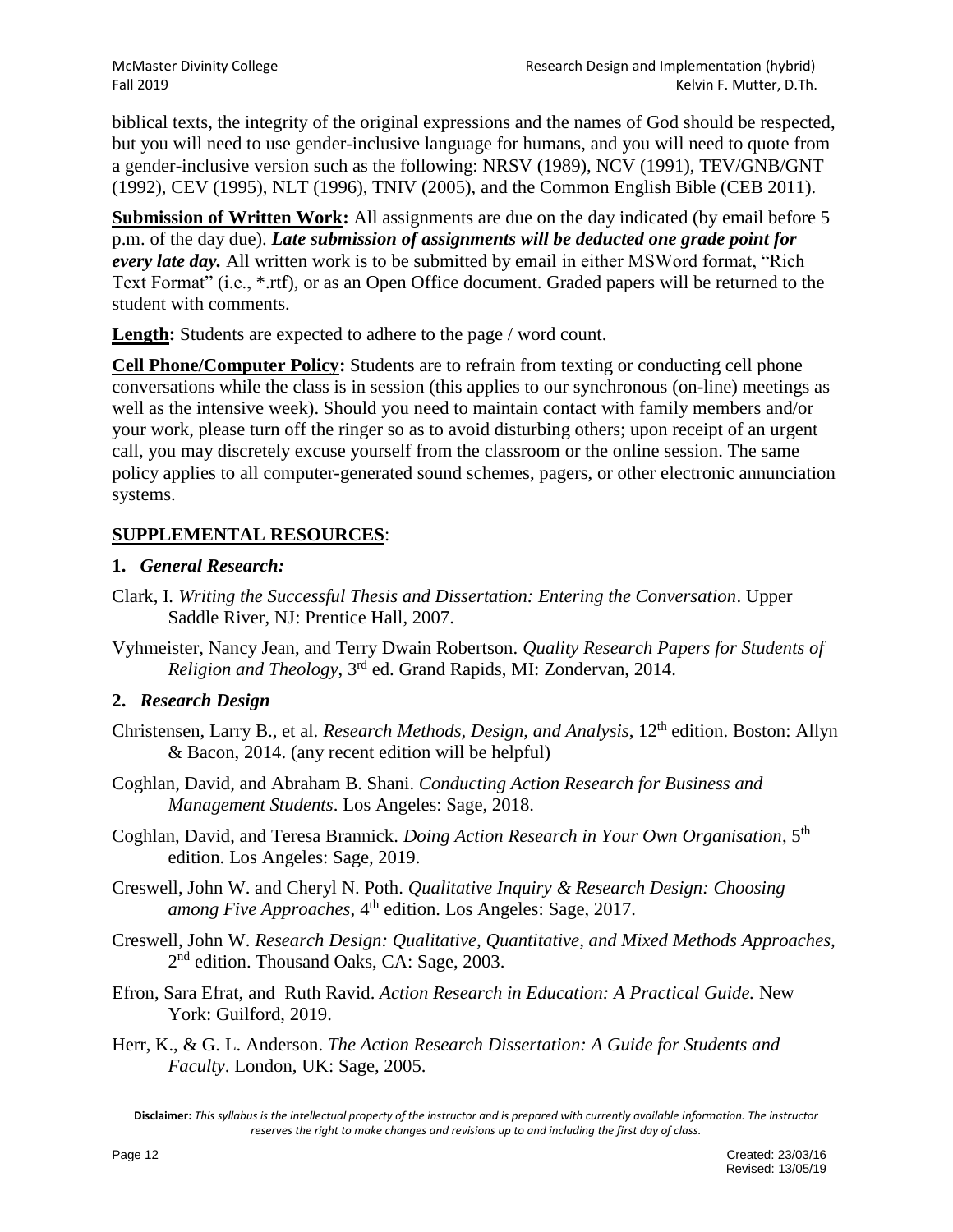biblical texts, the integrity of the original expressions and the names of God should be respected, but you will need to use gender-inclusive language for humans, and you will need to quote from a gender-inclusive version such as the following: NRSV (1989), NCV (1991), TEV/GNB/GNT (1992), CEV (1995), NLT (1996), TNIV (2005), and the Common English Bible (CEB 2011).

**Submission of Written Work:** All assignments are due on the day indicated (by email before 5 p.m. of the day due). ***Late submission of assignments will be deducted one grade point for every late day.*** All written work is to be submitted by email in either MSWord format, "Rich Text Format" (i.e., *.rtf), or as an Open Office document. Graded papers will be returned to the student with comments.

**Length:** Students are expected to adhere to the page / word count.

**Cell Phone/Computer Policy:** Students are to refrain from texting or conducting cell phone conversations while the class is in session (this applies to our synchronous (on-line) meetings as well as the intensive week). Should you need to maintain contact with family members and/or your work, please turn off the ringer so as to avoid disturbing others; upon receipt of an urgent call, you may discretely excuse yourself from the classroom or the online session. The same policy applies to all computer-generated sound schemes, pagers, or other electronic annunciation systems.

## SUPPLEMENTAL RESOURCES:

### 1. *General Research:*

Clark, I. *Writing the Successful Thesis and Dissertation: Entering the Conversation*. Upper Saddle River, NJ: Prentice Hall, 2007.

Vyhmeister, Nancy Jean, and Terry Dwain Robertson. *Quality Research Papers for Students of Religion and Theology*, 3rd ed. Grand Rapids, MI: Zondervan, 2014.

### 2. *Research Design*

Christensen, Larry B., et al. *Research Methods, Design, and Analysis*, 12th edition. Boston: Allyn & Bacon, 2014. (any recent edition will be helpful)

Coghlan, David, and Abraham B. Shani. *Conducting Action Research for Business and Management Students*. Los Angeles: Sage, 2018.

Coghlan, David, and Teresa Brannick. *Doing Action Research in Your Own Organisation*, 5th edition. Los Angeles: Sage, 2019.

Creswell, John W. and Cheryl N. Poth. *Qualitative Inquiry & Research Design: Choosing among Five Approaches*, 4th edition. Los Angeles: Sage, 2017.

Creswell, John W. *Research Design: Qualitative, Quantitative, and Mixed Methods Approaches*, 2nd edition. Thousand Oaks, CA: Sage, 2003.

Efron, Sara Efrat, and Ruth Ravid. *Action Research in Education: A Practical Guide.* New York: Guilford, 2019.

Herr, K., & G. L. Anderson. *The Action Research Dissertation: A Guide for Students and Faculty*. London, UK: Sage, 2005.

**Disclaimer:** *This syllabus is the intellectual property of the instructor and is prepared with currently available information. The instructor reserves the right to make changes and revisions up to and including the first day of class.*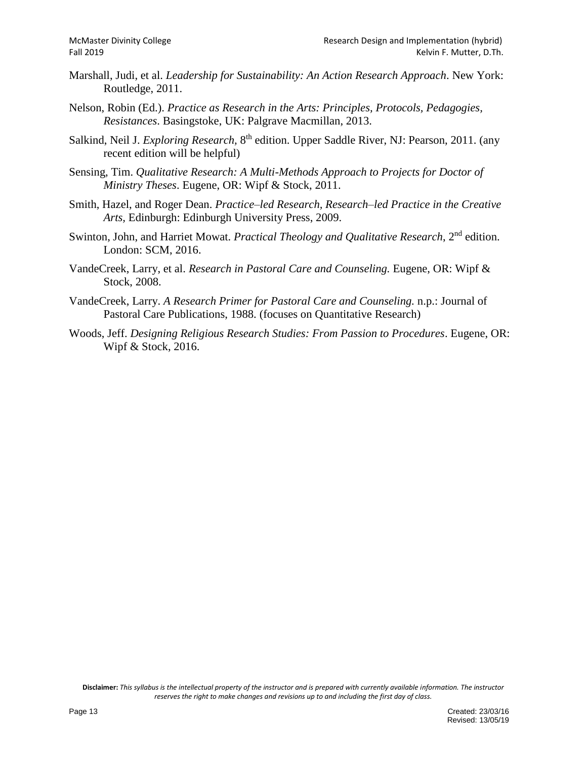Marshall, Judi, et al. *Leadership for Sustainability: An Action Research Approach*. New York: Routledge, 2011.

Nelson, Robin (Ed.). *Practice as Research in the Arts: Principles, Protocols, Pedagogies, Resistances*. Basingstoke, UK: Palgrave Macmillan, 2013.

Salkind, Neil J. *Exploring Research*, 8th edition. Upper Saddle River, NJ: Pearson, 2011. (any recent edition will be helpful)

Sensing, Tim. *Qualitative Research: A Multi-Methods Approach to Projects for Doctor of Ministry Theses*. Eugene, OR: Wipf & Stock, 2011.

Smith, Hazel, and Roger Dean. *Practice–led Research, Research–led Practice in the Creative Arts,* Edinburgh: Edinburgh University Press, 2009.

Swinton, John, and Harriet Mowat. *Practical Theology and Qualitative Research*, 2nd edition. London: SCM, 2016.

VandeCreek, Larry, et al. *Research in Pastoral Care and Counseling.* Eugene, OR: Wipf & Stock, 2008.

VandeCreek, Larry. *A Research Primer for Pastoral Care and Counseling.* n.p.: Journal of Pastoral Care Publications, 1988. (focuses on Quantitative Research)

Woods, Jeff. *Designing Religious Research Studies: From Passion to Procedures*. Eugene, OR: Wipf & Stock, 2016.

**Disclaimer:** *This syllabus is the intellectual property of the instructor and is prepared with currently available information. The instructor reserves the right to make changes and revisions up to and including the first day of class.*